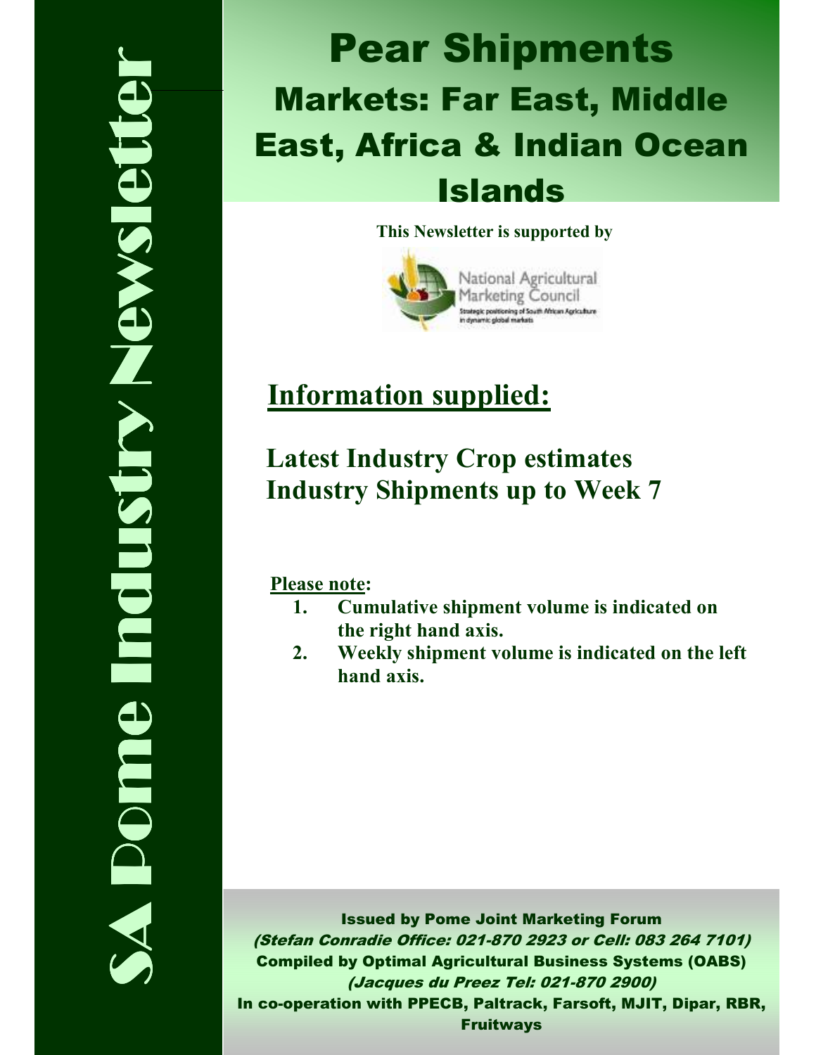# SA Pome Industry Newsletter

# Pear Shipments

## Markets: Far East, Middle East, Africa & Indian Ocean Islands

**This Newsletter is supported by**

National Agricultural Marketing Council

Strategic positioning of South African Agriculture in dynamic global markets

## Information supplied:

**Latest Industry Crop estimates**
**Industry Shipments up to Week 7**

**Please note:**

1. **Cumulative shipment volume is indicated on the right hand axis.**
2. **Weekly shipment volume is indicated on the left hand axis.**

**Issued by Pome Joint Marketing Forum**
***(Stefan Conradie Office: 021-870 2923 or Cell: 083 264 7101)***
**Compiled by Optimal Agricultural Business Systems (OABS)**
***(Jacques du Preez Tel: 021-870 2900)***
**In co-operation with PPECB, Paltrack, Farsoft, MJIT, Dipar, RBR, Fruitways**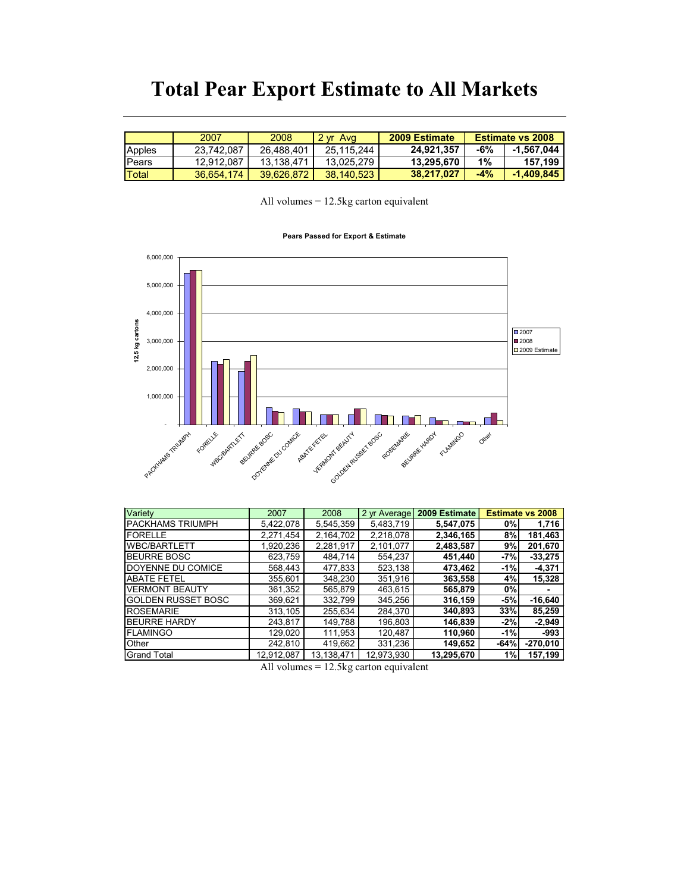# Total Pear Export Estimate to All Markets

| | 2007 | 2008 | 2 yr Avg | 2009 Estimate | Estimate vs 2008 | |
|---|---|---|---|---|---|---|
| Apples | 23,742,087 | 26,488,401 | 25,115,244 | **24,921,357** | **-6%** | **-1,567,044** |
| Pears | 12,912,087 | 13,138,471 | 13,025,279 | **13,295,670** | **1%** | **157,199** |
| Total | 36,654,174 | 39,626,872 | 38,140,523 | **38,217,027** | **-4%** | **-1,409,845** |

All volumes = 12.5kg carton equivalent

**Pears Passed for Export & Estimate**

| Variety | 2007 | 2008 | 2 yr Average | 2009 Estimate | Estimate vs 2008 | |
|---|---|---|---|---|---|---|
| PACKHAMS TRIUMPH | 5,422,078 | 5,545,359 | 5,483,719 | **5,547,075** | **0%** | **1,716** |
| FORELLE | 2,271,454 | 2,164,702 | 2,218,078 | **2,346,165** | **8%** | **181,463** |
| WBC/BARTLETT | 1,920,236 | 2,281,917 | 2,101,077 | **2,483,587** | **9%** | **201,670** |
| BEURRE BOSC | 623,759 | 484,714 | 554,237 | **451,440** | **-7%** | **-33,275** |
| DOYENNE DU COMICE | 568,443 | 477,833 | 523,138 | **473,462** | **-1%** | **-4,371** |
| ABATE FETEL | 355,601 | 348,230 | 351,916 | **363,558** | **4%** | **15,328** |
| VERMONT BEAUTY | 361,352 | 565,879 | 463,615 | **565,879** | **0%** | **-** |
| GOLDEN RUSSET BOSC | 369,621 | 332,799 | 345,256 | **316,159** | **-5%** | **-16,640** |
| ROSEMARIE | 313,105 | 255,634 | 284,370 | **340,893** | **33%** | **85,259** |
| BEURRE HARDY | 243,817 | 149,788 | 196,803 | **146,839** | **-2%** | **-2,949** |
| FLAMINGO | 129,020 | 111,953 | 120,487 | **110,960** | **-1%** | **-993** |
| Other | 242,810 | 419,662 | 331,236 | **149,652** | **-64%** | **-270,010** |
| Grand Total | 12,912,087 | 13,138,471 | 12,973,930 | **13,295,670** | **1%** | **157,199** |

All volumes = 12.5kg carton equivalent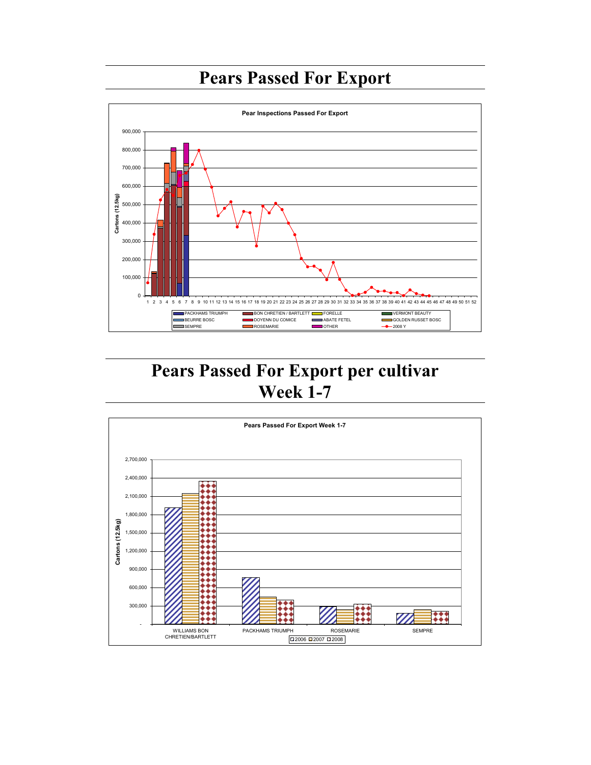# Pears Passed For Export

**Pear Inspections Passed For Export**

Cartons (12.5kg)

900,000
800,000
700,000
600,000
500,000
400,000
300,000
200,000
100,000
0

1 2 3 4 5 6 7 8 9 10 11 12 13 14 15 16 17 18 19 20 21 22 23 24 25 26 27 28 29 30 31 32 33 34 35 36 37 38 39 40 41 42 43 44 45 46 47 48 49 50 51 52

PACKHAMS TRIUMPH | BON CHRETIEN / BARTLETT | FORELLE | VERMONT BEAUTY | BEURRE BOSC | DOYENN DU COMICE | ABATE FETEL | GOLDEN RUSSET BOSC | SEMPRE | ROSEMARIE | OTHER | 2008 Y

# Pears Passed For Export per cultivar Week 1-7

**Pears Passed For Export Week 1-7**

Cartons (12.5kg)

2,700,000
2,400,000
2,100,000
1,800,000
1,500,000
1,200,000
900,000
600,000
300,000
-

WILLIAMS BON CHRETIEN/BARTLETT | PACKHAMS TRIUMPH | ROSEMARIE | SEMPRE

2006 | 2007 | 2008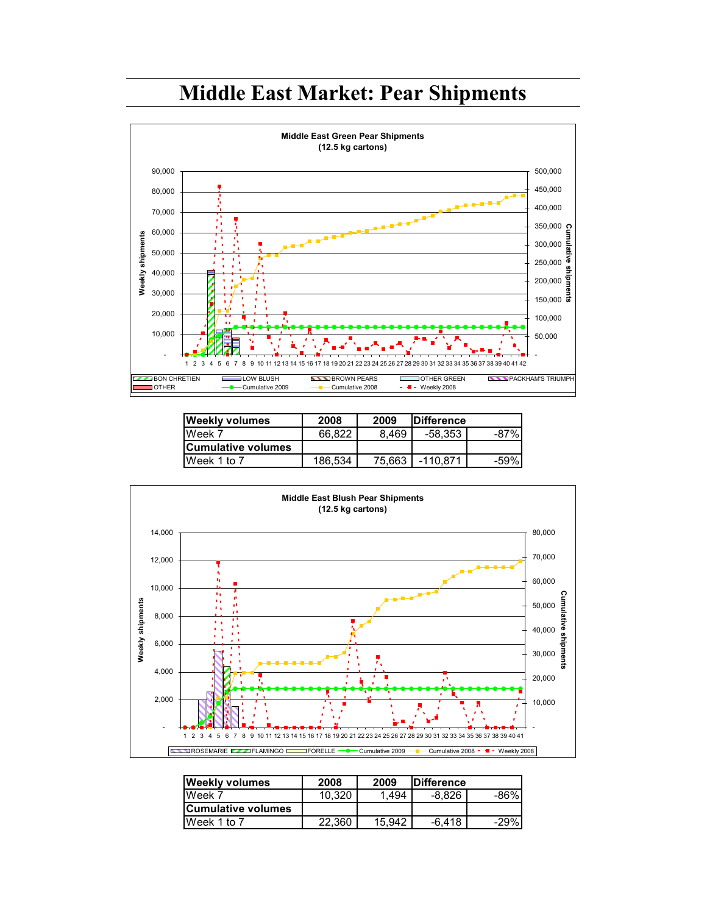# Middle East Market: Pear Shipments

Middle East Green Pear Shipments
(12.5 kg cartons)

| Weekly volumes | 2008 | 2009 | Difference | |
|---|---|---|---|---|
| Week 7 | 66,822 | 8,469 | -58,353 | -87% |
| **Cumulative volumes** | | | | |
| Week 1 to 7 | 186,534 | 75,663 | -110,871 | -59% |

Middle East Blush Pear Shipments
(12.5 kg cartons)

| Weekly volumes | 2008 | 2009 | Difference | |
|---|---|---|---|---|
| Week 7 | 10,320 | 1,494 | -8,826 | -86% |
| **Cumulative volumes** | | | | |
| Week 1 to 7 | 22,360 | 15,942 | -6,418 | -29% |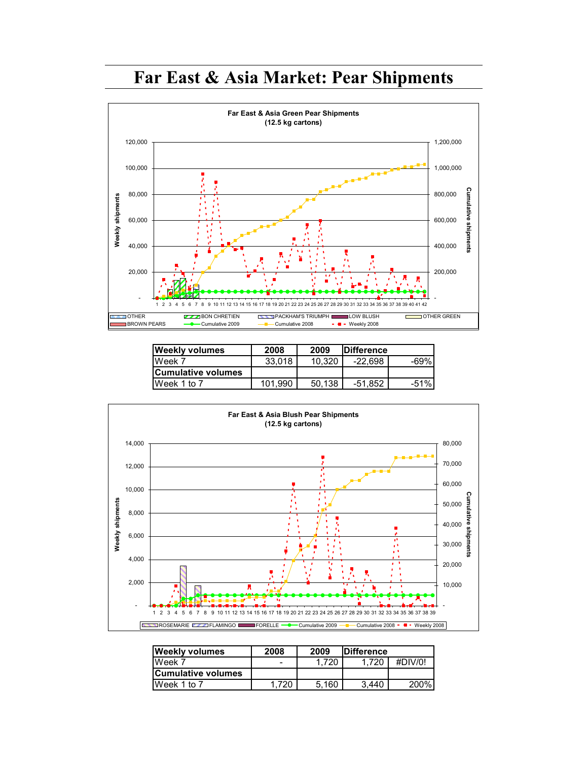# Far East & Asia Market: Pear Shipments

**Far East & Asia Green Pear Shipments**
**(12.5 kg cartons)**

| Weekly volumes | 2008 | 2009 | Difference | |
|---|---|---|---|---|
| Week 7 | 33,018 | 10,320 | -22,698 | -69% |
| **Cumulative volumes** | | | | |
| Week 1 to 7 | 101,990 | 50,138 | -51,852 | -51% |

**Far East & Asia Blush Pear Shipments**
**(12.5 kg cartons)**

| Weekly volumes | 2008 | 2009 | Difference | |
|---|---|---|---|---|
| Week 7 | - | 1,720 | 1,720 | #DIV/0! |
| **Cumulative volumes** | | | | |
| Week 1 to 7 | 1,720 | 5,160 | 3,440 | 200% |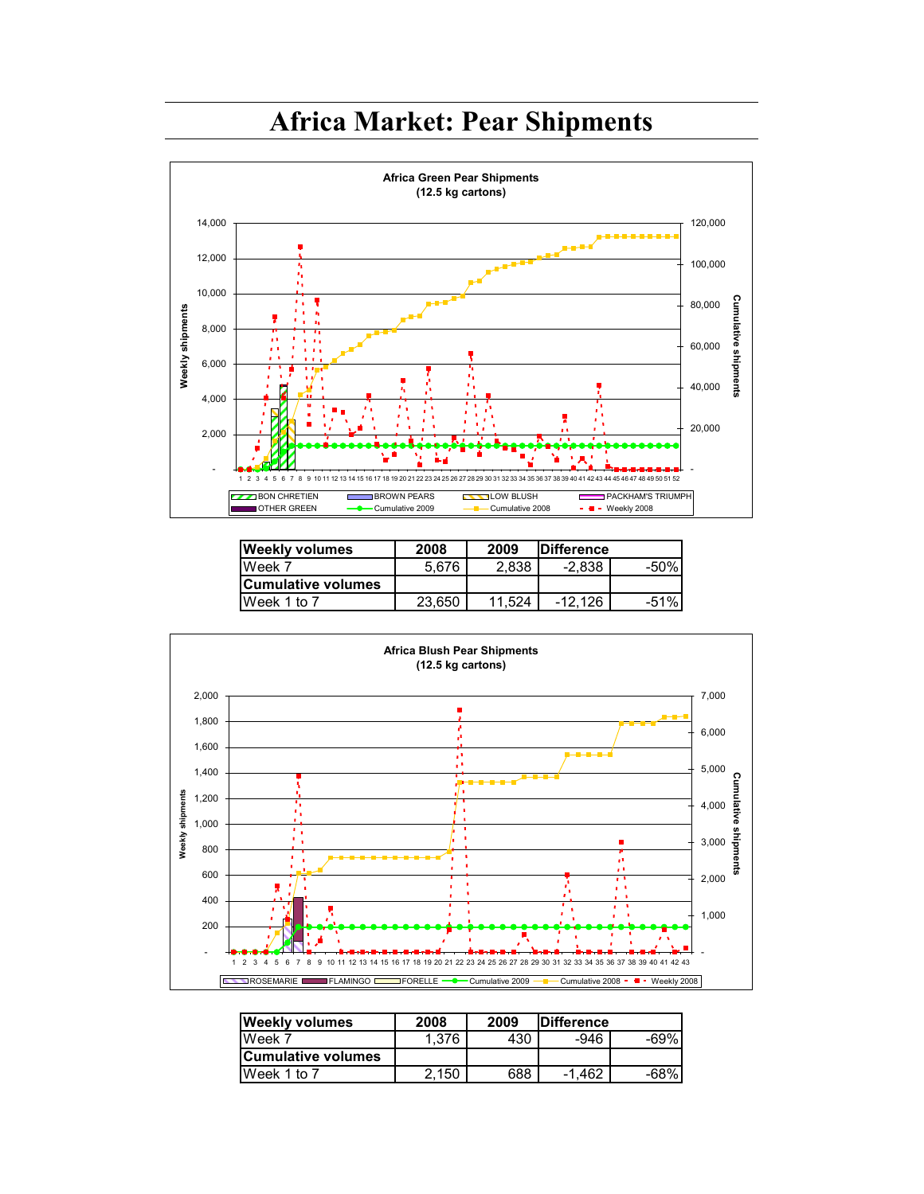# Africa Market: Pear Shipments

| Weekly volumes | 2008 | 2009 | Difference | |
|---|---|---|---|---|
| Week 7 | 5,676 | 2,838 | -2,838 | -50% |
| **Cumulative volumes** | | | | |
| Week 1 to 7 | 23,650 | 11,524 | -12,126 | -51% |

| Weekly volumes | 2008 | 2009 | Difference | |
|---|---|---|---|---|
| Week 7 | 1,376 | 430 | -946 | -69% |
| **Cumulative volumes** | | | | |
| Week 1 to 7 | 2,150 | 688 | -1,462 | -68% |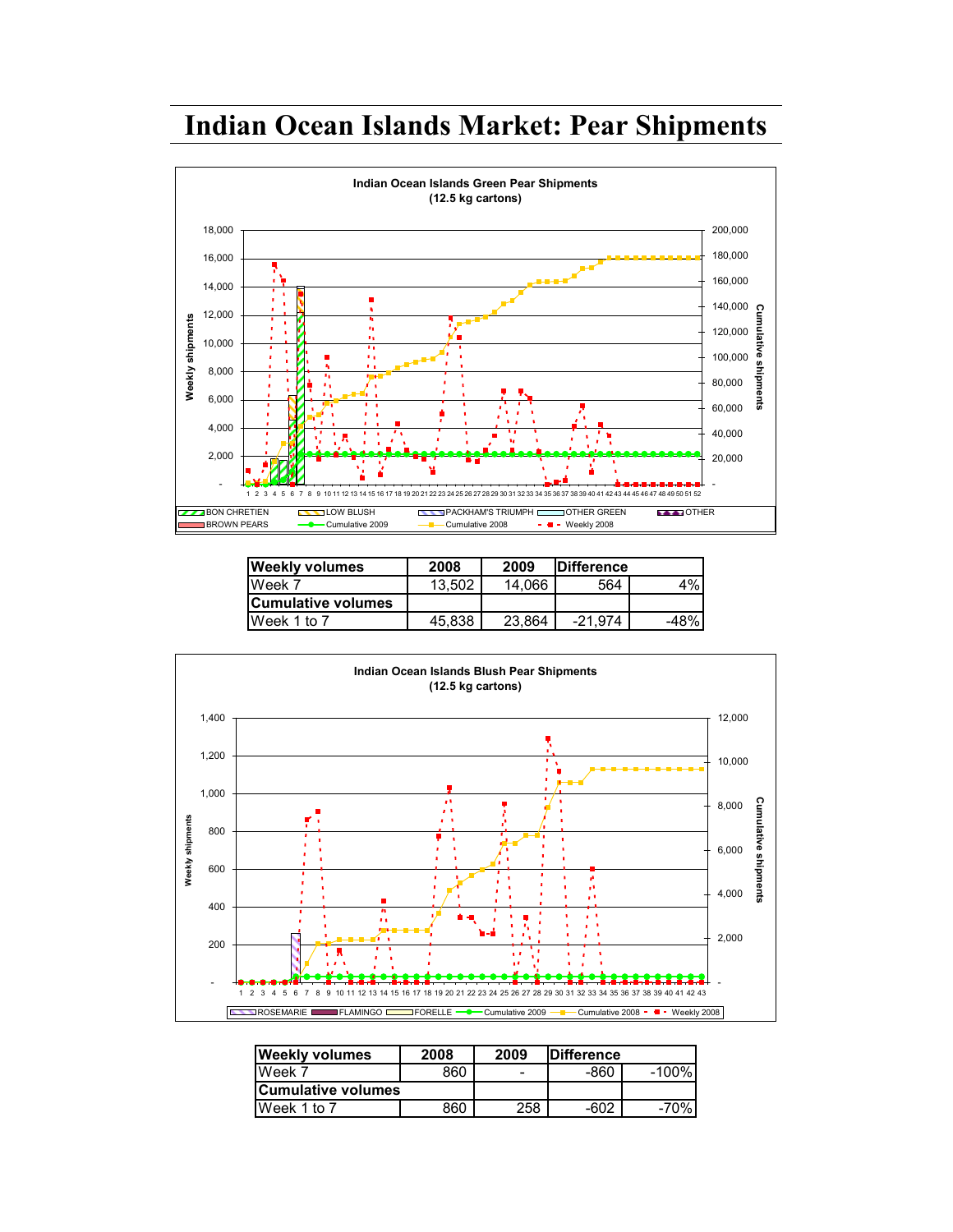# Indian Ocean Islands Market: Pear Shipments

Indian Ocean Islands Green Pear Shipments
(12.5 kg cartons)

Weekly shipments

18,000
16,000
14,000
12,000
10,000
8,000
6,000
4,000
2,000
-

Cumulative shipments

200,000
180,000
160,000
140,000
120,000
100,000
80,000
60,000
40,000
20,000
-

1 2 3 4 5 6 7 8 9 10 11 12 13 14 15 16 17 18 19 20 21 22 23 24 25 26 27 28 29 30 31 32 33 34 35 36 37 38 39 40 41 42 43 44 45 46 47 48 49 50 51 52

BON CHRETIEN, LOW BLUSH, PACKHAM'S TRIUMPH, OTHER GREEN, OTHER, BROWN PEARS, Cumulative 2009, Cumulative 2008, Weekly 2008

| Weekly volumes | 2008 | 2009 | Difference | |
|---|---|---|---|---|
| Week 7 | 13,502 | 14,066 | 564 | 4% |
| **Cumulative volumes** | | | | |
| Week 1 to 7 | 45,838 | 23,864 | -21,974 | -48% |

Indian Ocean Islands Blush Pear Shipments
(12.5 kg cartons)

Weekly shipments

1,400
1,200
1,000
800
600
400
200
-

Cumulative shipments

12,000
10,000
8,000
6,000
4,000
2,000
-

1 2 3 4 5 6 7 8 9 10 11 12 13 14 15 16 17 18 19 20 21 22 23 24 25 26 27 28 29 30 31 32 33 34 35 36 37 38 39 40 41 42 43

ROSEMARIE, FLAMINGO, FORELLE, Cumulative 2009, Cumulative 2008, Weekly 2008

| Weekly volumes | 2008 | 2009 | Difference | |
|---|---|---|---|---|
| Week 7 | 860 | - | -860 | -100% |
| **Cumulative volumes** | | | | |
| Week 1 to 7 | 860 | 258 | -602 | -70% |